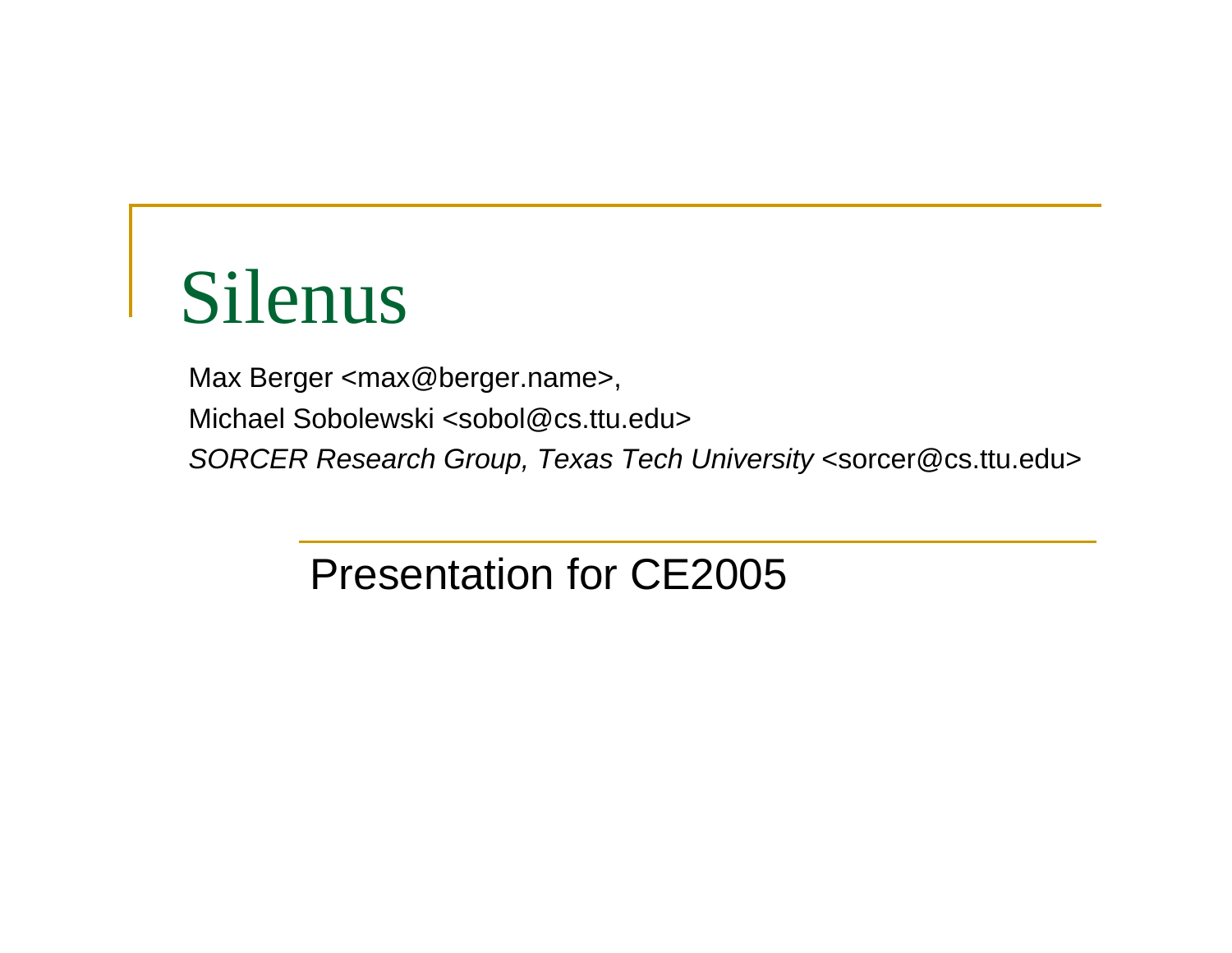# Silenus

Max Berger <max@berger.name>,

Michael Sobolewski <sobol@cs.ttu.edu>

*SORCER Research Group, Texas Tech University* <sorcer@cs.ttu.edu>

Presentation for CE2005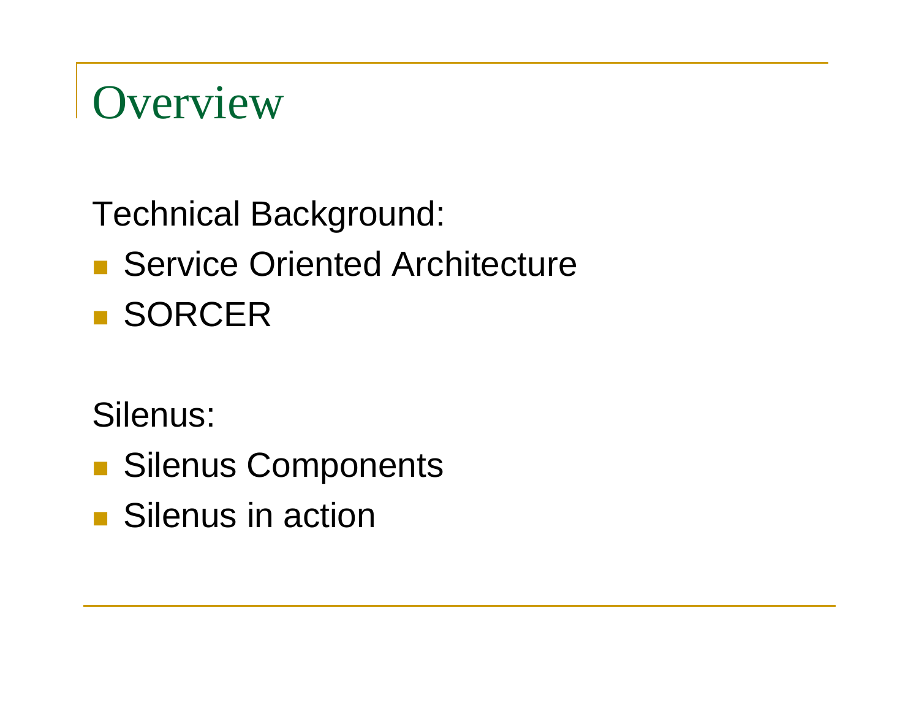# Overview

Technical Background:

- Service Oriented Architecture
- SORCER

Silenus:

- Silenus Components
- Silenus in action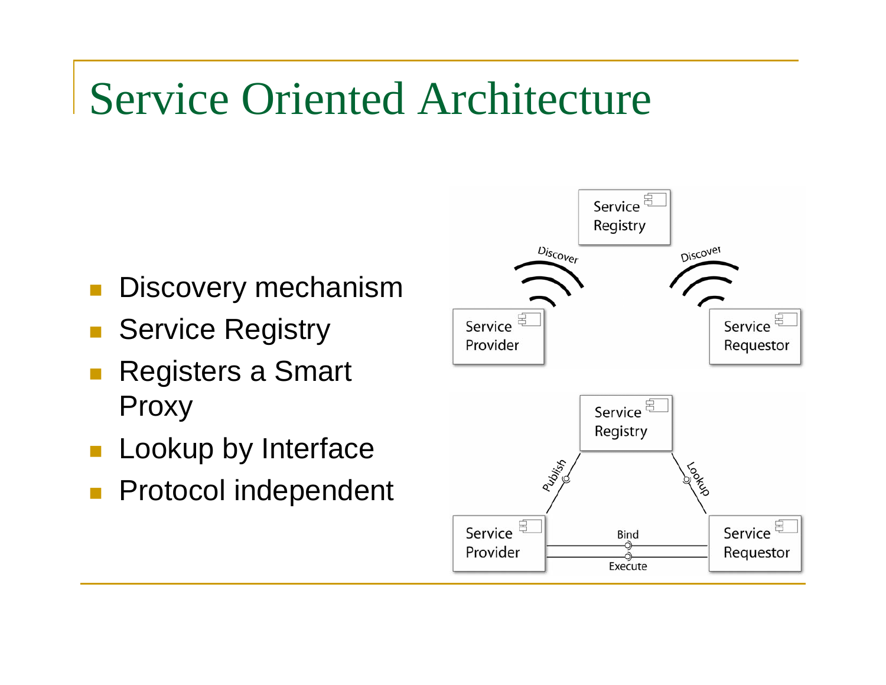# Service Oriented Architecture

- Discovery mechanism
- Service Registry
- Registers a Smart Proxy
- Lookup by Interface
- Protocol independent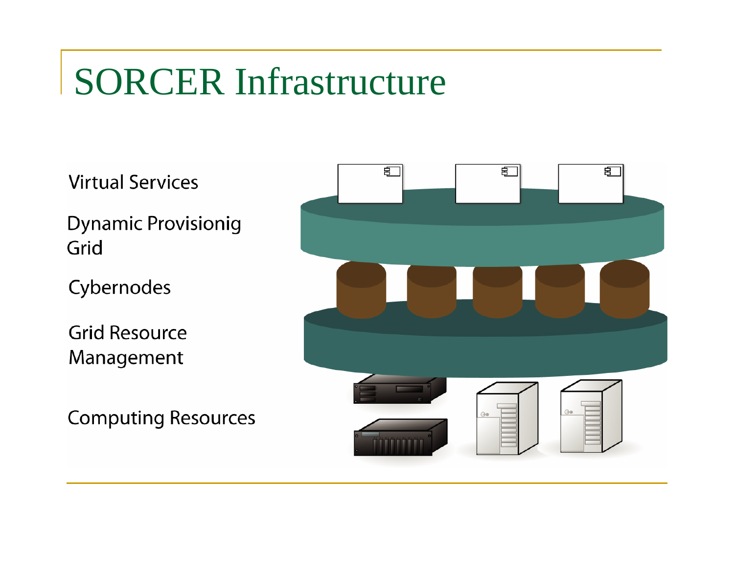# SORCER Infrastructure

Virtual Services

Dynamic Provisionig Grid

Cybernodes

Grid Resource Management

Computing Resources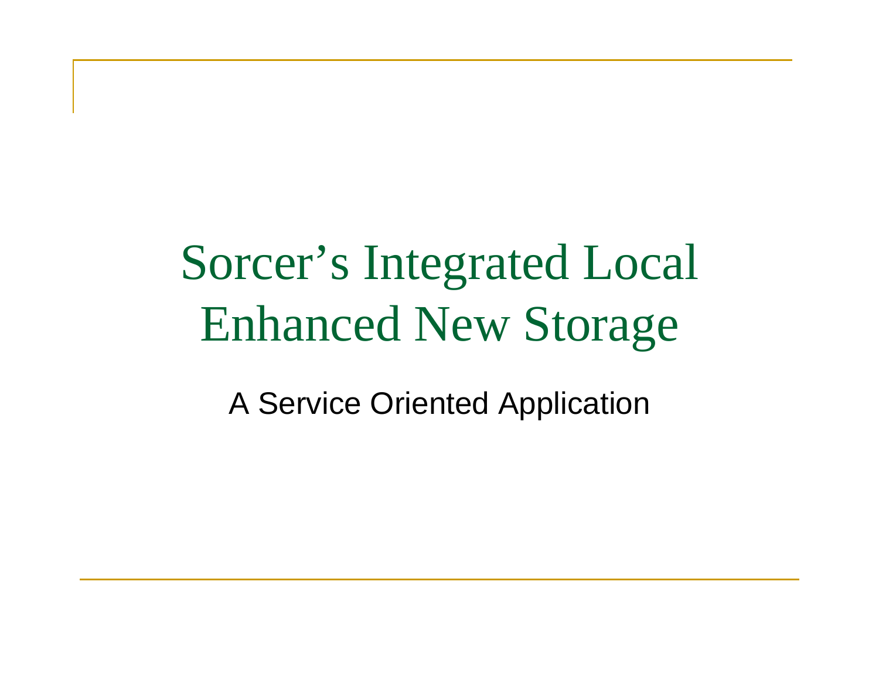# Sorcer's Integrated Local Enhanced New Storage

A Service Oriented Application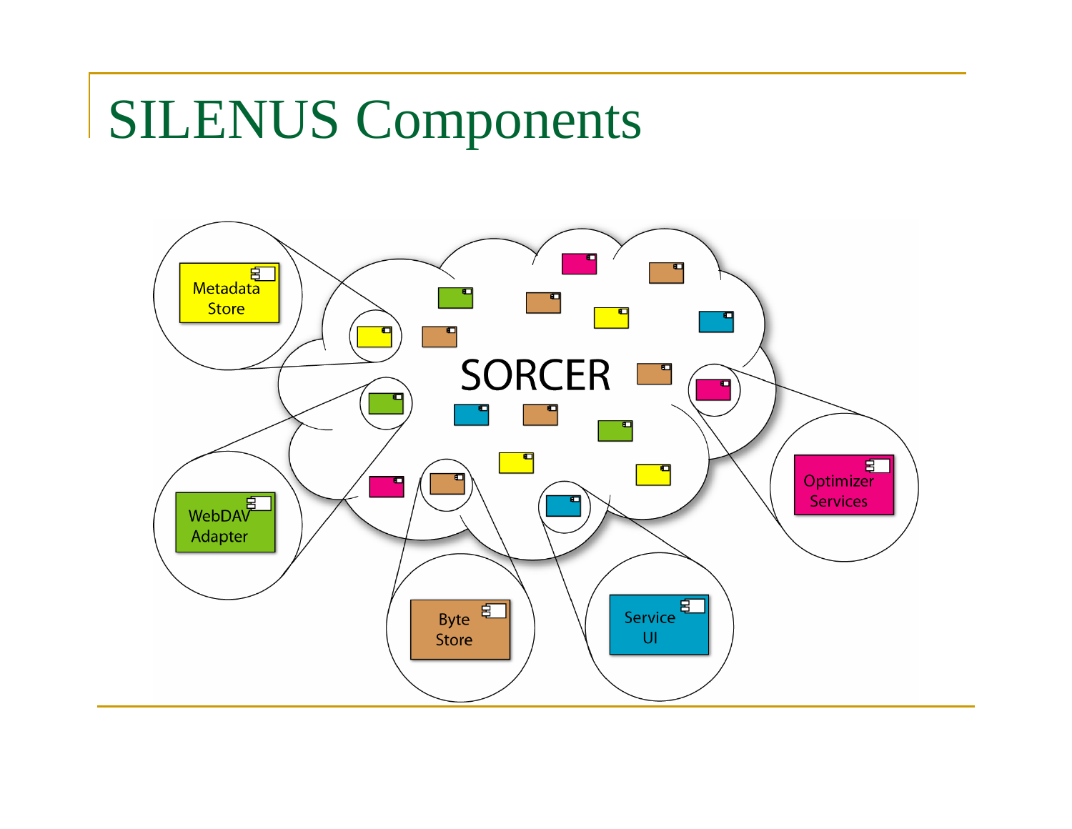# SILENUS Components

SORCER

Metadata Store

WebDAV Adapter

Byte Store

Service UI

Optimizer Services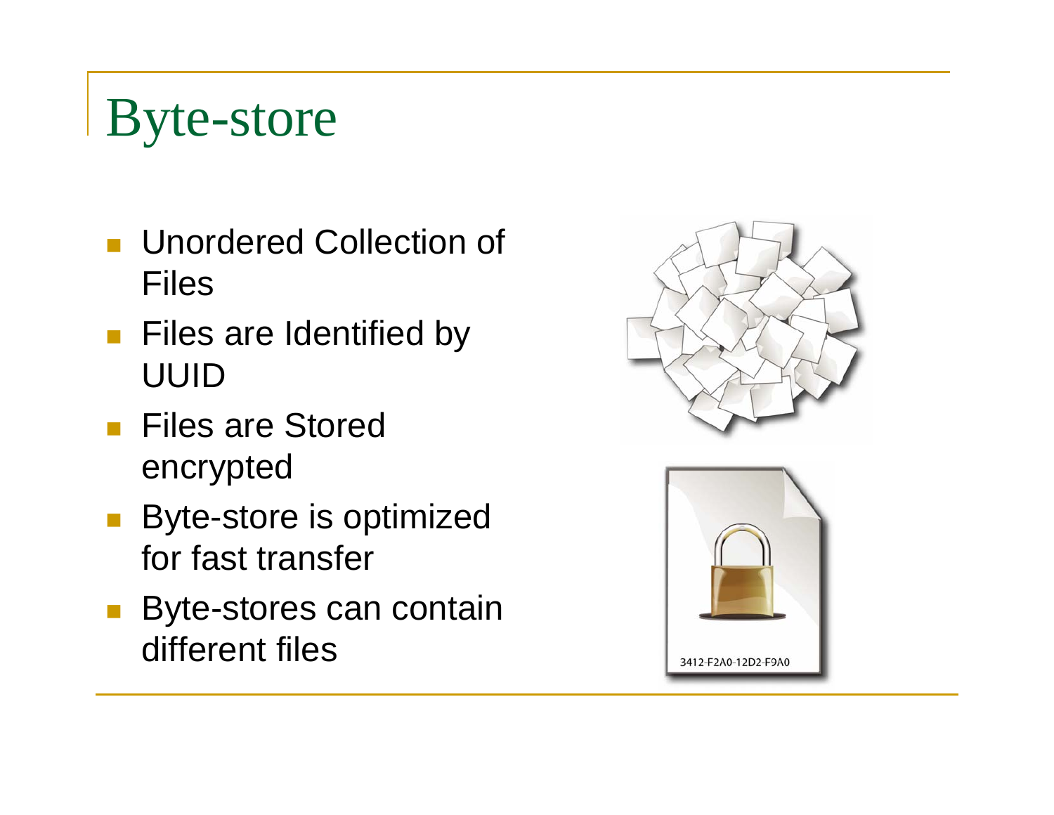# Byte-store

- Unordered Collection of Files
- Files are Identified by UUID
- Files are Stored encrypted
- Byte-store is optimized for fast transfer
- Byte-stores can contain different files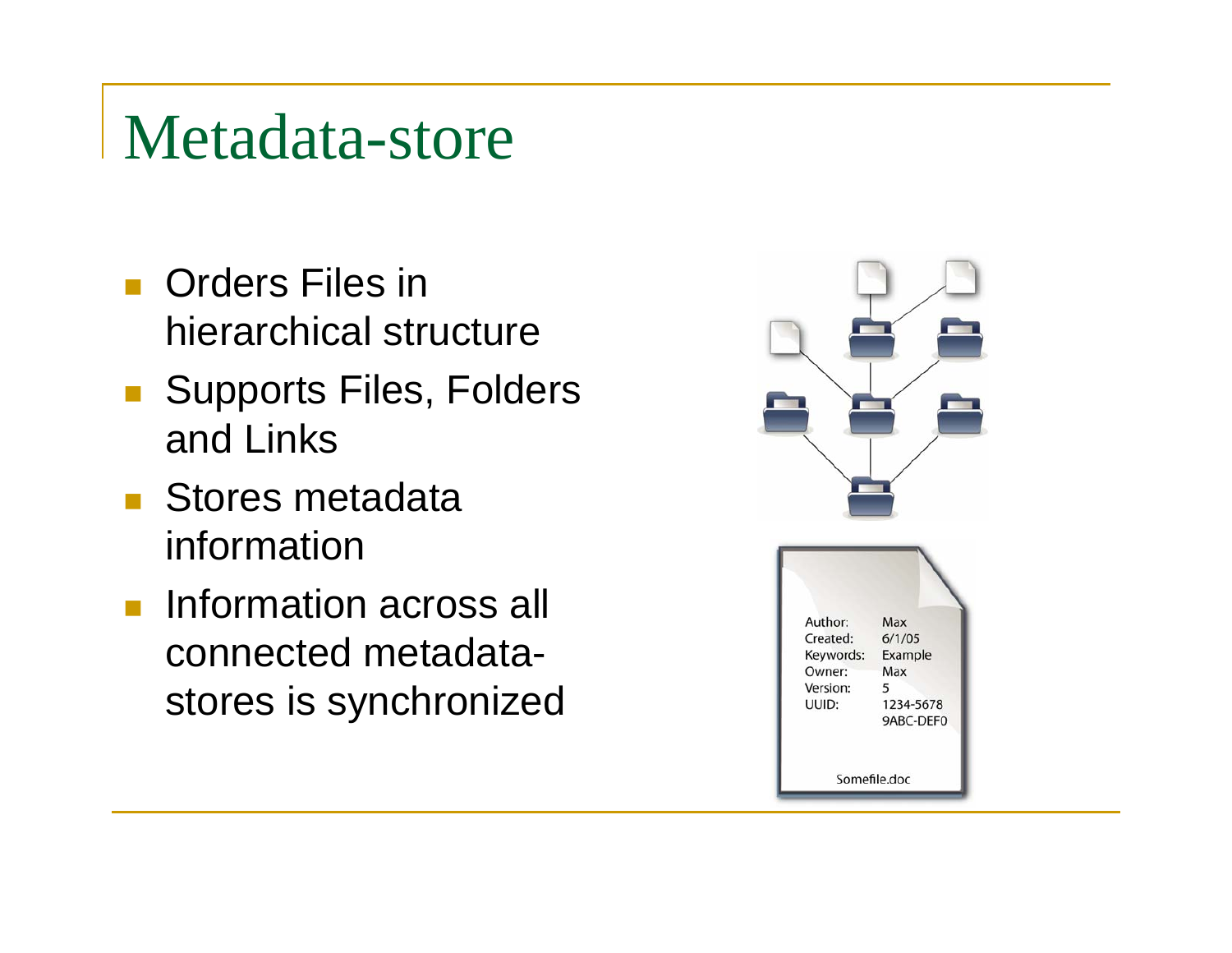# Metadata-store

- Orders Files in hierarchical structure
- Supports Files, Folders and Links
- Stores metadata information
- Information across all connected metadata-stores is synchronized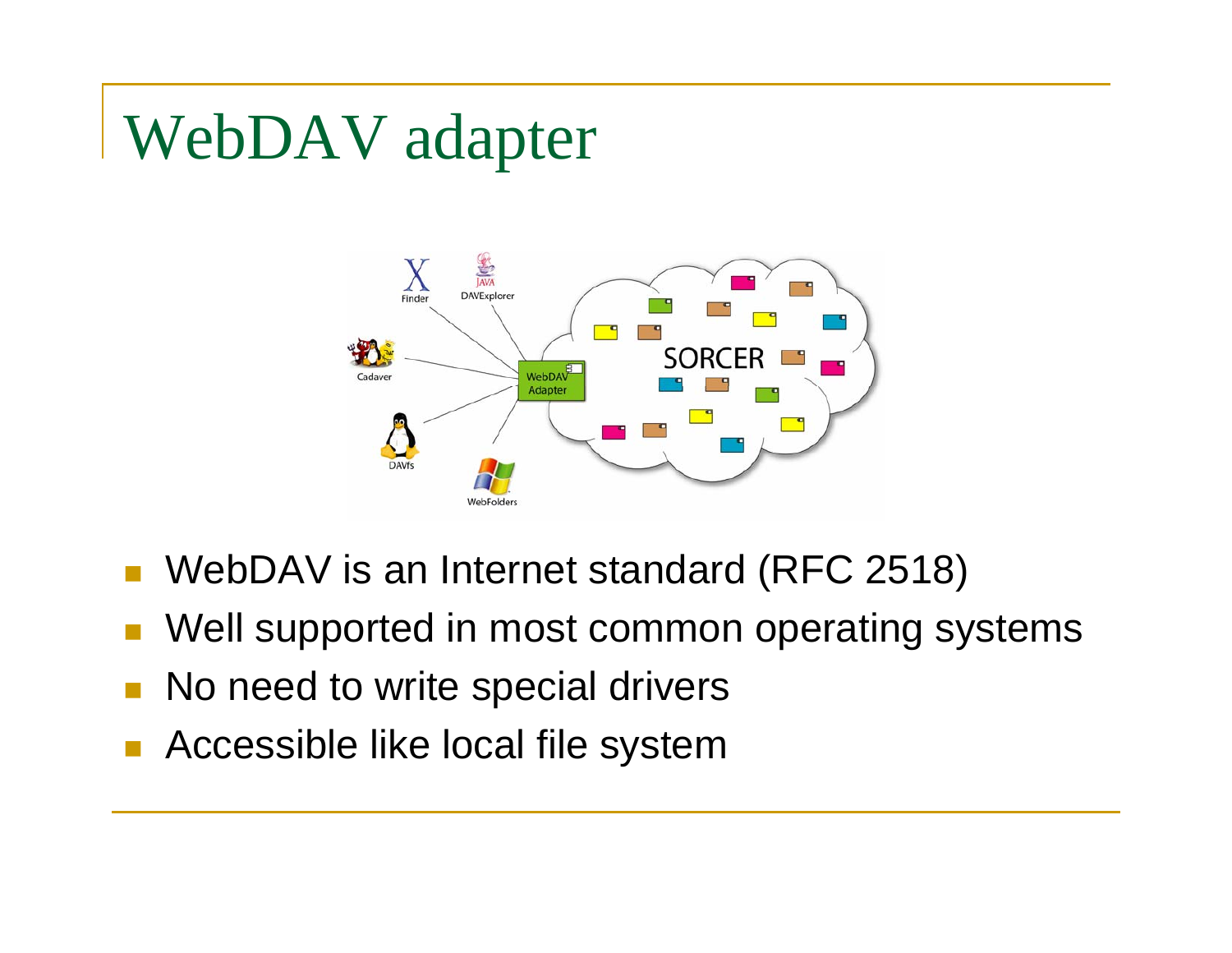# WebDAV adapter

- WebDAV is an Internet standard (RFC 2518)
- Well supported in most common operating systems
- No need to write special drivers
- Accessible like local file system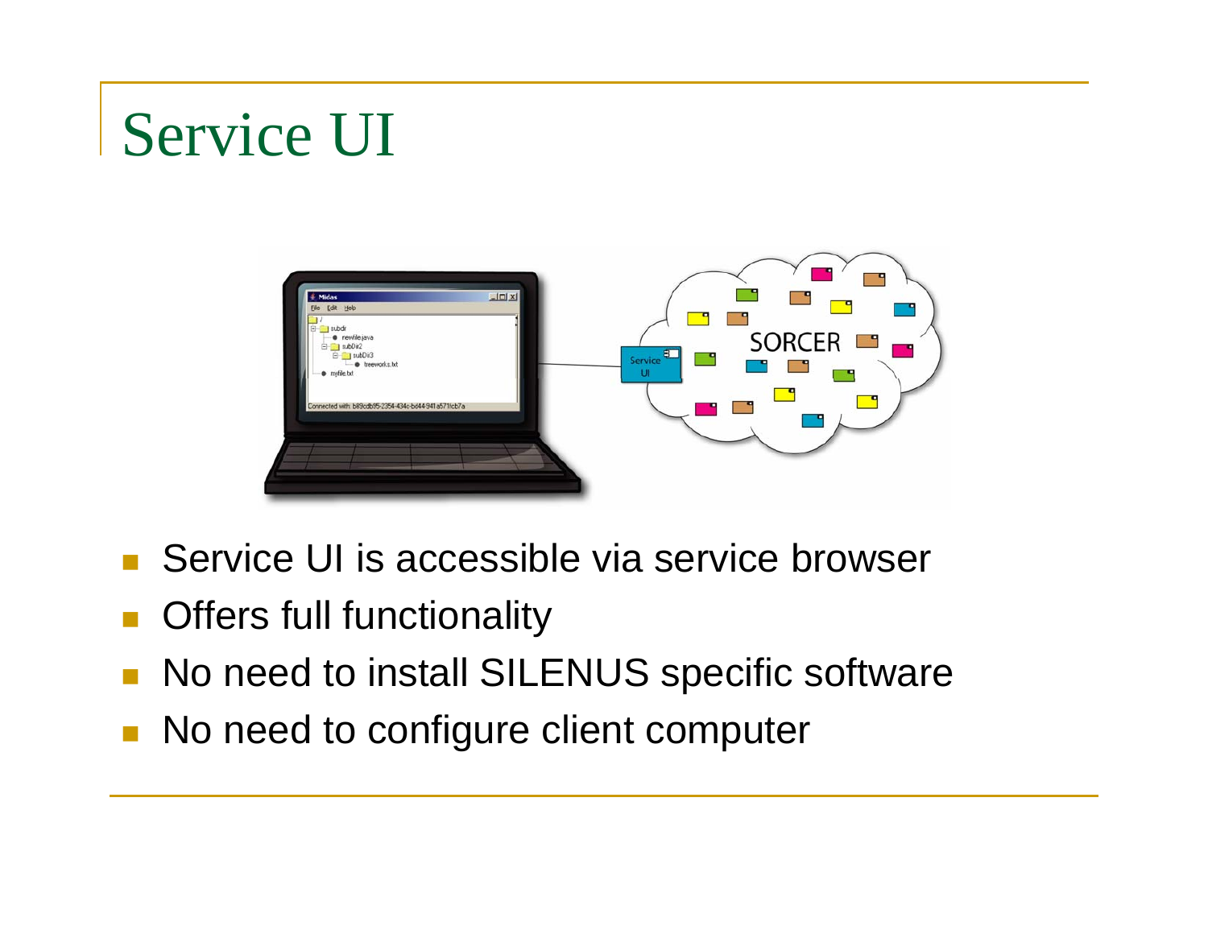# Service UI

- Service UI is accessible via service browser
- Offers full functionality
- No need to install SILENUS specific software
- No need to configure client computer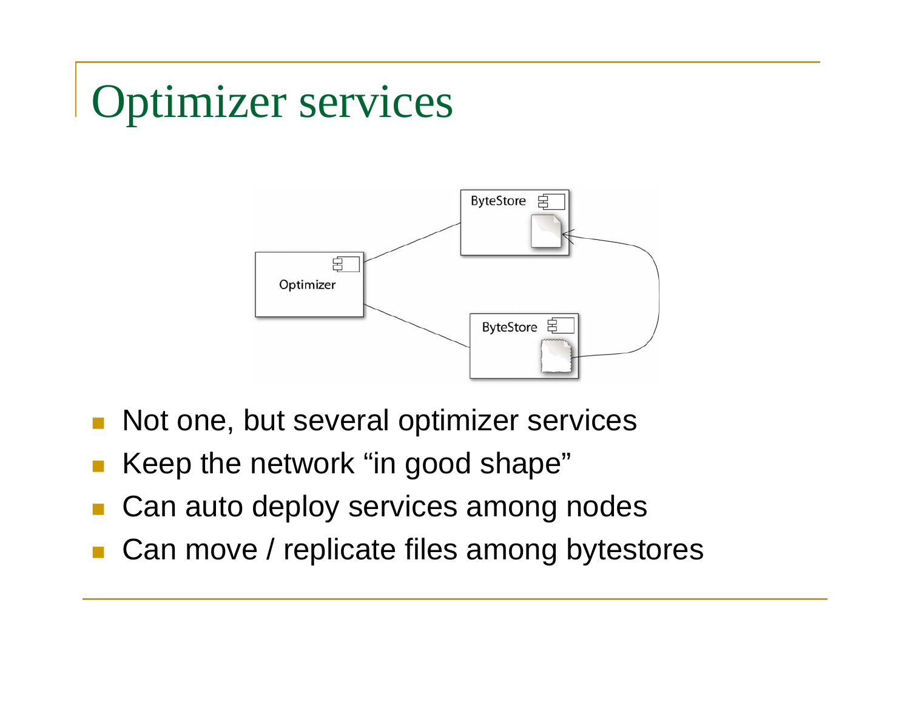# Optimizer services

- Not one, but several optimizer services
- Keep the network “in good shape”
- Can auto deploy services among nodes
- Can move / replicate files among bytestores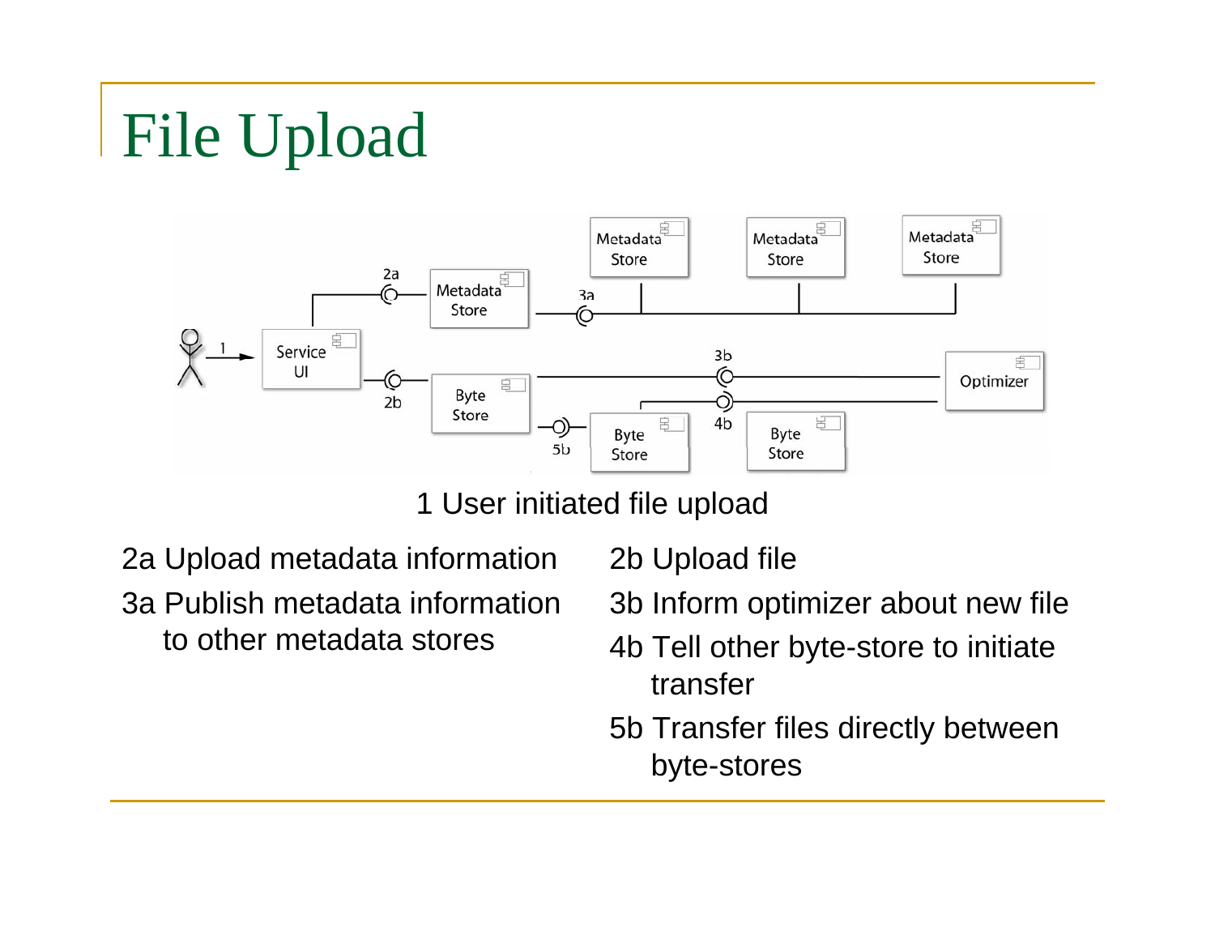# File Upload

1 User initiated file upload

2a Upload metadata information

3a Publish metadata information to other metadata stores

2b Upload file

3b Inform optimizer about new file

4b Tell other byte-store to initiate transfer

5b Transfer files directly between byte-stores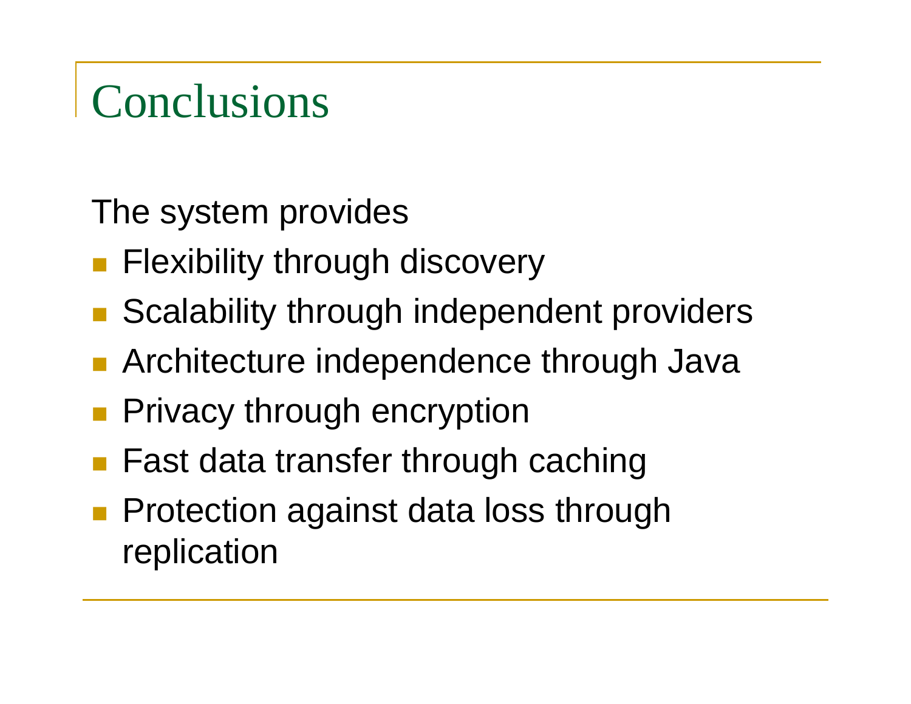# Conclusions

The system provides

- Flexibility through discovery
- Scalability through independent providers
- Architecture independence through Java
- Privacy through encryption
- Fast data transfer through caching
- Protection against data loss through replication